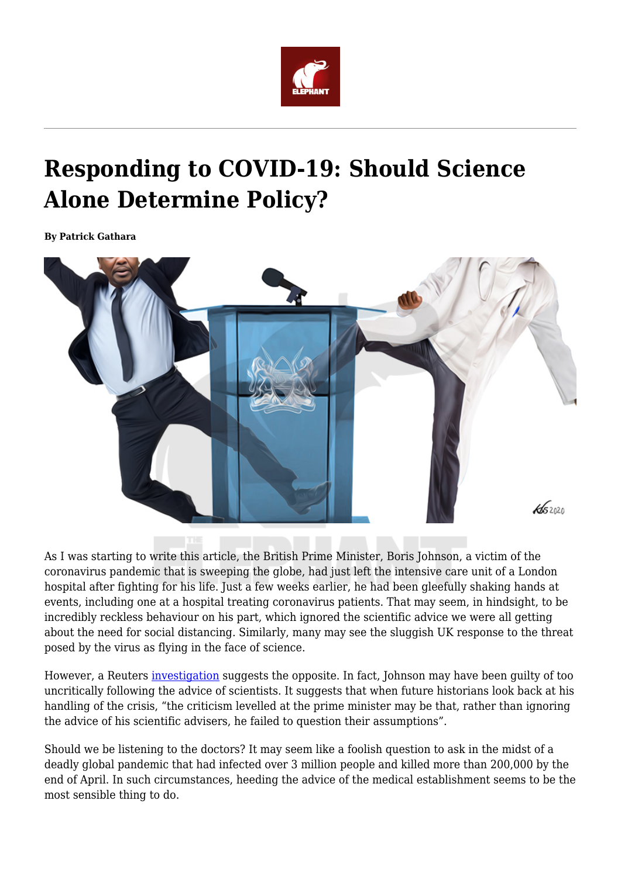# Responding to COVID-19: Should Science Alone Determine Policy?

**By Patrick Gathara**

As I was starting to write this article, the British Prime Minister, Boris Johnson, a victim of the coronavirus pandemic that is sweeping the globe, had just left the intensive care unit of a London hospital after fighting for his life. Just a few weeks earlier, he had been gleefully shaking hands at events, including one at a hospital treating coronavirus patients. That may seem, in hindsight, to be incredibly reckless behaviour on his part, which ignored the scientific advice we were all getting about the need for social distancing. Similarly, many may see the sluggish UK response to the threat posed by the virus as flying in the face of science.

However, a Reuters investigation suggests the opposite. In fact, Johnson may have been guilty of too uncritically following the advice of scientists. It suggests that when future historians look back at his handling of the crisis, "the criticism levelled at the prime minister may be that, rather than ignoring the advice of his scientific advisers, he failed to question their assumptions".

Should we be listening to the doctors? It may seem like a foolish question to ask in the midst of a deadly global pandemic that had infected over 3 million people and killed more than 200,000 by the end of April. In such circumstances, heeding the advice of the medical establishment seems to be the most sensible thing to do.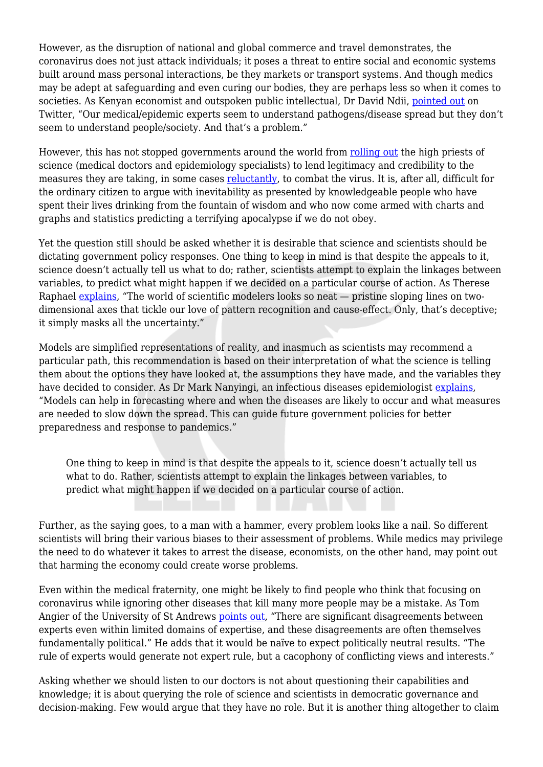However, as the disruption of national and global commerce and travel demonstrates, the coronavirus does not just attack individuals; it poses a threat to entire social and economic systems built around mass personal interactions, be they markets or transport systems. And though medics may be adept at safeguarding and even curing our bodies, they are perhaps less so when it comes to societies. As Kenyan economist and outspoken public intellectual, Dr David Ndii, pointed out on Twitter, "Our medical/epidemic experts seem to understand pathogens/disease spread but they don't seem to understand people/society. And that's a problem."

However, this has not stopped governments around the world from rolling out the high priests of science (medical doctors and epidemiology specialists) to lend legitimacy and credibility to the measures they are taking, in some cases reluctantly, to combat the virus. It is, after all, difficult for the ordinary citizen to argue with inevitability as presented by knowledgeable people who have spent their lives drinking from the fountain of wisdom and who now come armed with charts and graphs and statistics predicting a terrifying apocalypse if we do not obey.

Yet the question still should be asked whether it is desirable that science and scientists should be dictating government policy responses. One thing to keep in mind is that despite the appeals to it, science doesn't actually tell us what to do; rather, scientists attempt to explain the linkages between variables, to predict what might happen if we decided on a particular course of action. As Therese Raphael explains, "The world of scientific modelers looks so neat — pristine sloping lines on two-dimensional axes that tickle our love of pattern recognition and cause-effect. Only, that's deceptive; it simply masks all the uncertainty."

Models are simplified representations of reality, and inasmuch as scientists may recommend a particular path, this recommendation is based on their interpretation of what the science is telling them about the options they have looked at, the assumptions they have made, and the variables they have decided to consider. As Dr Mark Nanyingi, an infectious diseases epidemiologist explains, "Models can help in forecasting where and when the diseases are likely to occur and what measures are needed to slow down the spread. This can guide future government policies for better preparedness and response to pandemics."

> One thing to keep in mind is that despite the appeals to it, science doesn't actually tell us what to do. Rather, scientists attempt to explain the linkages between variables, to predict what might happen if we decided on a particular course of action.

Further, as the saying goes, to a man with a hammer, every problem looks like a nail. So different scientists will bring their various biases to their assessment of problems. While medics may privilege the need to do whatever it takes to arrest the disease, economists, on the other hand, may point out that harming the economy could create worse problems.

Even within the medical fraternity, one might be likely to find people who think that focusing on coronavirus while ignoring other diseases that kill many more people may be a mistake. As Tom Angier of the University of St Andrews points out, "There are significant disagreements between experts even within limited domains of expertise, and these disagreements are often themselves fundamentally political." He adds that it would be naïve to expect politically neutral results. "The rule of experts would generate not expert rule, but a cacophony of conflicting views and interests."

Asking whether we should listen to our doctors is not about questioning their capabilities and knowledge; it is about querying the role of science and scientists in democratic governance and decision-making. Few would argue that they have no role. But it is another thing altogether to claim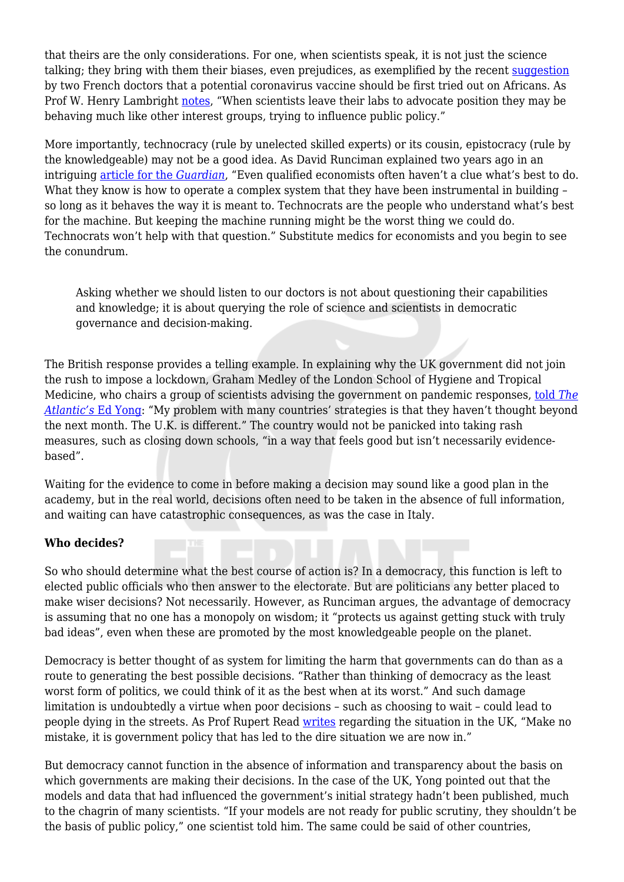that theirs are the only considerations. For one, when scientists speak, it is not just the science talking; they bring with them their biases, even prejudices, as exemplified by the recent suggestion by two French doctors that a potential coronavirus vaccine should be first tried out on Africans. As Prof W. Henry Lambright notes, "When scientists leave their labs to advocate position they may be behaving much like other interest groups, trying to influence public policy."

More importantly, technocracy (rule by unelected skilled experts) or its cousin, epistocracy (rule by the knowledgeable) may not be a good idea. As David Runciman explained two years ago in an intriguing article for the *Guardian*, "Even qualified economists often haven't a clue what's best to do. What they know is how to operate a complex system that they have been instrumental in building – so long as it behaves the way it is meant to. Technocrats are the people who understand what's best for the machine. But keeping the machine running might be the worst thing we could do. Technocrats won't help with that question." Substitute medics for economists and you begin to see the conundrum.

> Asking whether we should listen to our doctors is not about questioning their capabilities and knowledge; it is about querying the role of science and scientists in democratic governance and decision-making.

The British response provides a telling example. In explaining why the UK government did not join the rush to impose a lockdown, Graham Medley of the London School of Hygiene and Tropical Medicine, who chairs a group of scientists advising the government on pandemic responses, told *The Atlantic's* Ed Yong: "My problem with many countries' strategies is that they haven't thought beyond the next month. The U.K. is different." The country would not be panicked into taking rash measures, such as closing down schools, "in a way that feels good but isn't necessarily evidence-based".

Waiting for the evidence to come in before making a decision may sound like a good plan in the academy, but in the real world, decisions often need to be taken in the absence of full information, and waiting can have catastrophic consequences, as was the case in Italy.

**Who decides?**

So who should determine what the best course of action is? In a democracy, this function is left to elected public officials who then answer to the electorate. But are politicians any better placed to make wiser decisions? Not necessarily. However, as Runciman argues, the advantage of democracy is assuming that no one has a monopoly on wisdom; it "protects us against getting stuck with truly bad ideas", even when these are promoted by the most knowledgeable people on the planet.

Democracy is better thought of as system for limiting the harm that governments can do than as a route to generating the best possible decisions. "Rather than thinking of democracy as the least worst form of politics, we could think of it as the best when at its worst." And such damage limitation is undoubtedly a virtue when poor decisions – such as choosing to wait – could lead to people dying in the streets. As Prof Rupert Read writes regarding the situation in the UK, "Make no mistake, it is government policy that has led to the dire situation we are now in."

But democracy cannot function in the absence of information and transparency about the basis on which governments are making their decisions. In the case of the UK, Yong pointed out that the models and data that had influenced the government's initial strategy hadn't been published, much to the chagrin of many scientists. "If your models are not ready for public scrutiny, they shouldn't be the basis of public policy," one scientist told him. The same could be said of other countries,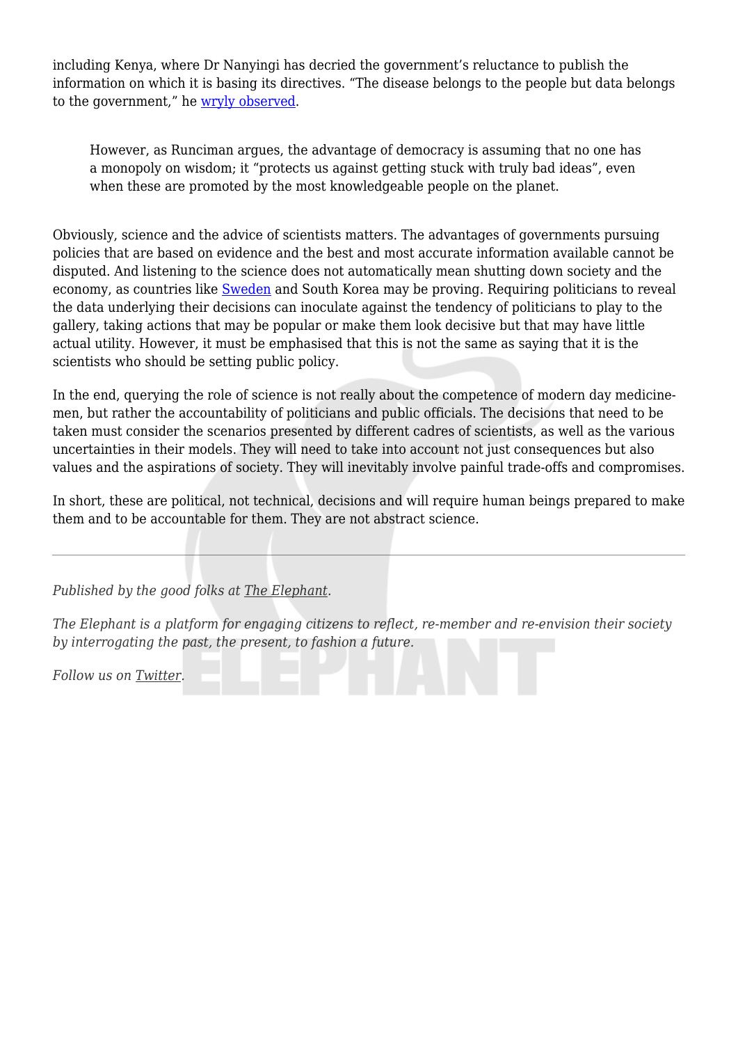including Kenya, where Dr Nanyingi has decried the government's reluctance to publish the information on which it is basing its directives. "The disease belongs to the people but data belongs to the government," he [wryly observed].

> However, as Runciman argues, the advantage of democracy is assuming that no one has a monopoly on wisdom; it "protects us against getting stuck with truly bad ideas", even when these are promoted by the most knowledgeable people on the planet.

Obviously, science and the advice of scientists matters. The advantages of governments pursuing policies that are based on evidence and the best and most accurate information available cannot be disputed. And listening to the science does not automatically mean shutting down society and the economy, as countries like [Sweden] and South Korea may be proving. Requiring politicians to reveal the data underlying their decisions can inoculate against the tendency of politicians to play to the gallery, taking actions that may be popular or make them look decisive but that may have little actual utility. However, it must be emphasised that this is not the same as saying that it is the scientists who should be setting public policy.

In the end, querying the role of science is not really about the competence of modern day medicine-men, but rather the accountability of politicians and public officials. The decisions that need to be taken must consider the scenarios presented by different cadres of scientists, as well as the various uncertainties in their models. They will need to take into account not just consequences but also values and the aspirations of society. They will inevitably involve painful trade-offs and compromises.

In short, these are political, not technical, decisions and will require human beings prepared to make them and to be accountable for them. They are not abstract science.

---

*Published by the good folks at The Elephant.*

*The Elephant is a platform for engaging citizens to reflect, re-member and re-envision their society by interrogating the past, the present, to fashion a future.*

*Follow us on Twitter.*